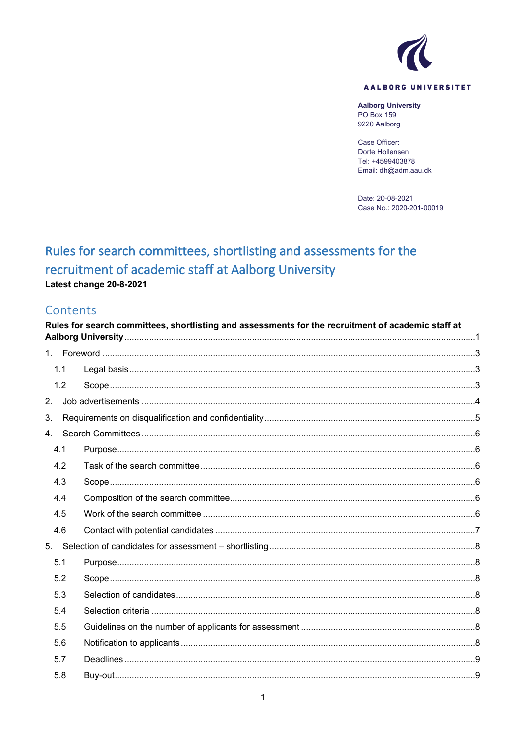AALBORG UNIVERSITET

**Aalborg University**
PO Box 159
9220 Aalborg

Case Officer:
Dorte Hollensen
Tel: +4599403878
Email: dh@adm.aau.dk

Date: 20-08-2021
Case No.: 2020-201-00019

# Rules for search committees, shortlisting and assessments for the recruitment of academic staff at Aalborg University

**Latest change 20-8-2021**

## Contents

**Rules for search committees, shortlisting and assessments for the recruitment of academic staff at Aalborg University** ..... 1

1. Foreword ..... 3
   - 1.1 Legal basis ..... 3
   - 1.2 Scope ..... 3
2. Job advertisements ..... 4
3. Requirements on disqualification and confidentiality ..... 5
4. Search Committees ..... 6
   - 4.1 Purpose ..... 6
   - 4.2 Task of the search committee ..... 6
   - 4.3 Scope ..... 6
   - 4.4 Composition of the search committee ..... 6
   - 4.5 Work of the search committee ..... 6
   - 4.6 Contact with potential candidates ..... 7
5. Selection of candidates for assessment – shortlisting ..... 8
   - 5.1 Purpose ..... 8
   - 5.2 Scope ..... 8
   - 5.3 Selection of candidates ..... 8
   - 5.4 Selection criteria ..... 8
   - 5.5 Guidelines on the number of applicants for assessment ..... 8
   - 5.6 Notification to applicants ..... 8
   - 5.7 Deadlines ..... 9
   - 5.8 Buy-out ..... 9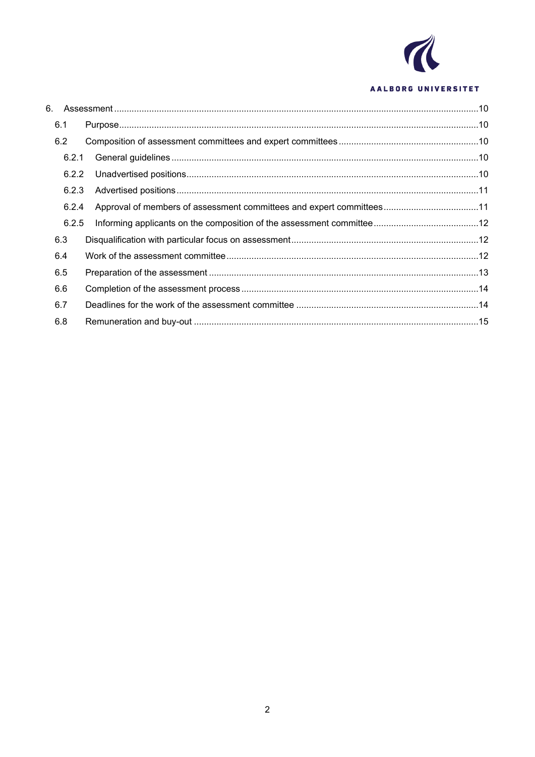6. Assessment ....................................................................................................................................10

6.1 Purpose...................................................................................................................................10

6.2 Composition of assessment committees and expert committees .......................................................10

6.2.1 General guidelines ..........................................................................................................10

6.2.2 Unadvertised positions.....................................................................................................10

6.2.3 Advertised positions ........................................................................................................11

6.2.4 Approval of members of assessment committees and expert committees ......................................11

6.2.5 Informing applicants on the composition of the assessment committee ..........................................12

6.3 Disqualification with particular focus on assessment ............................................................................12

6.4 Work of the assessment committee .....................................................................................................12

6.5 Preparation of the assessment ...........................................................................................................13

6.6 Completion of the assessment process ...............................................................................................14

6.7 Deadlines for the work of the assessment committee .........................................................................14

6.8 Remuneration and buy-out .................................................................................................................15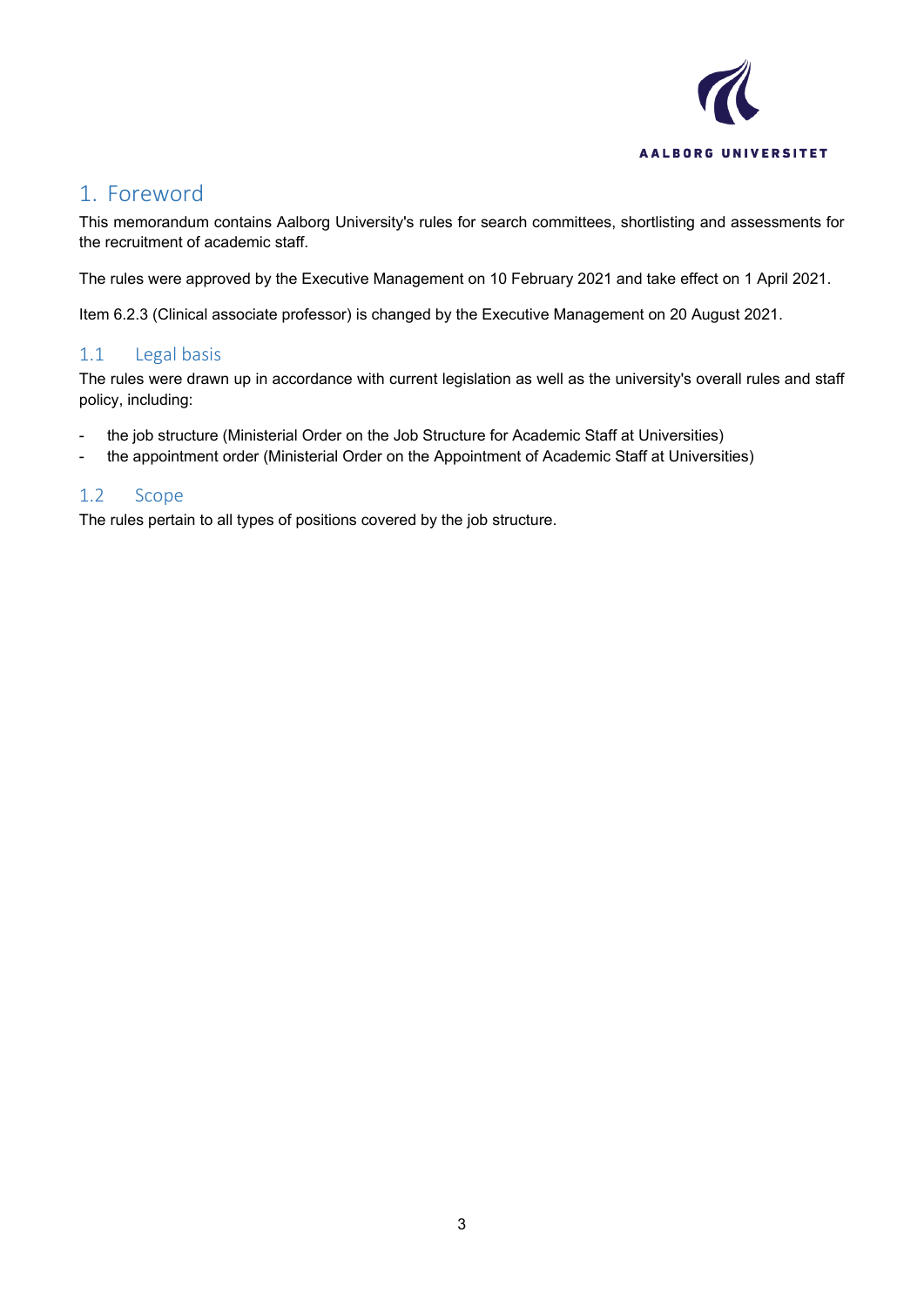# 1. Foreword

This memorandum contains Aalborg University's rules for search committees, shortlisting and assessments for the recruitment of academic staff.

The rules were approved by the Executive Management on 10 February 2021 and take effect on 1 April 2021.

Item 6.2.3 (Clinical associate professor) is changed by the Executive Management on 20 August 2021.

## 1.1 Legal basis

The rules were drawn up in accordance with current legislation as well as the university's overall rules and staff policy, including:

- the job structure (Ministerial Order on the Job Structure for Academic Staff at Universities)
- the appointment order (Ministerial Order on the Appointment of Academic Staff at Universities)

## 1.2 Scope

The rules pertain to all types of positions covered by the job structure.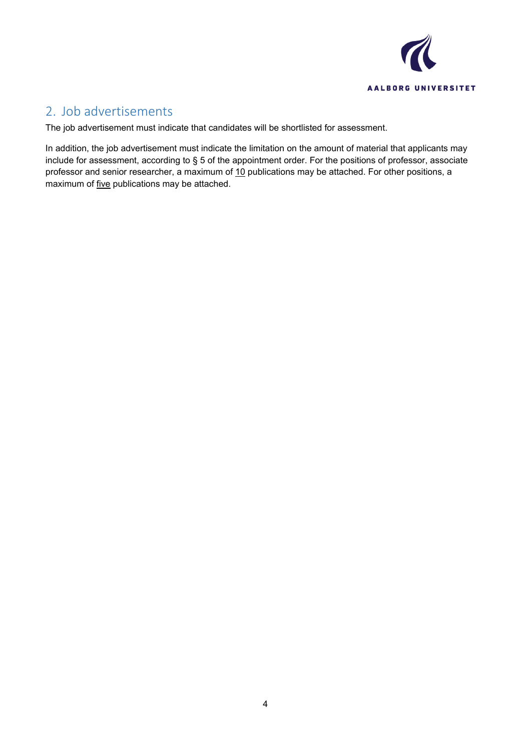## 2. Job advertisements

The job advertisement must indicate that candidates will be shortlisted for assessment.

In addition, the job advertisement must indicate the limitation on the amount of material that applicants may include for assessment, according to § 5 of the appointment order. For the positions of professor, associate professor and senior researcher, a maximum of <u>10</u> publications may be attached. For other positions, a maximum of <u>five</u> publications may be attached.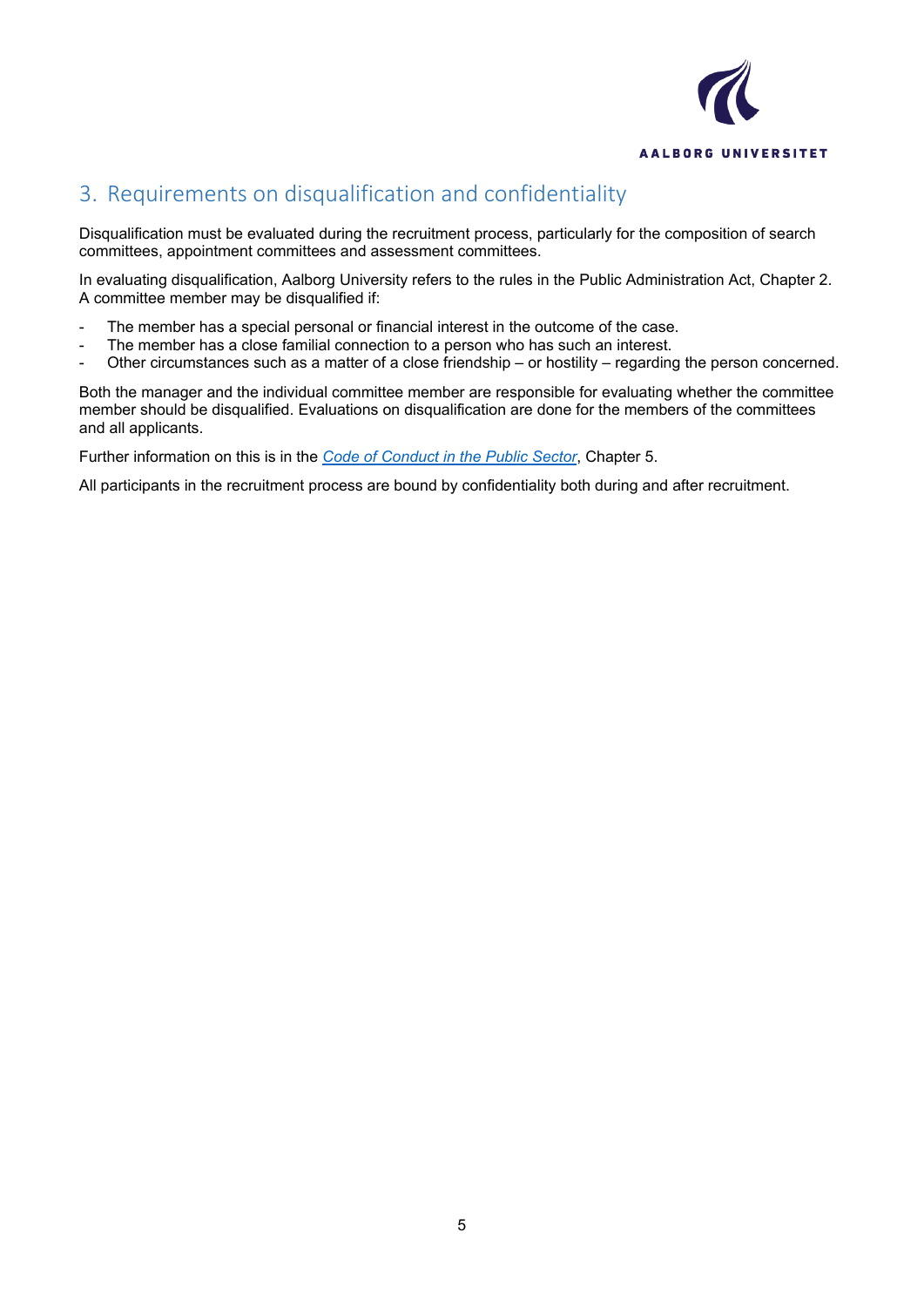## 3. Requirements on disqualification and confidentiality

Disqualification must be evaluated during the recruitment process, particularly for the composition of search committees, appointment committees and assessment committees.

In evaluating disqualification, Aalborg University refers to the rules in the Public Administration Act, Chapter 2. A committee member may be disqualified if:

- The member has a special personal or financial interest in the outcome of the case.
- The member has a close familial connection to a person who has such an interest.
- Other circumstances such as a matter of a close friendship – or hostility – regarding the person concerned.

Both the manager and the individual committee member are responsible for evaluating whether the committee member should be disqualified. Evaluations on disqualification are done for the members of the committees and all applicants.

Further information on this is in the *Code of Conduct in the Public Sector*, Chapter 5.

All participants in the recruitment process are bound by confidentiality both during and after recruitment.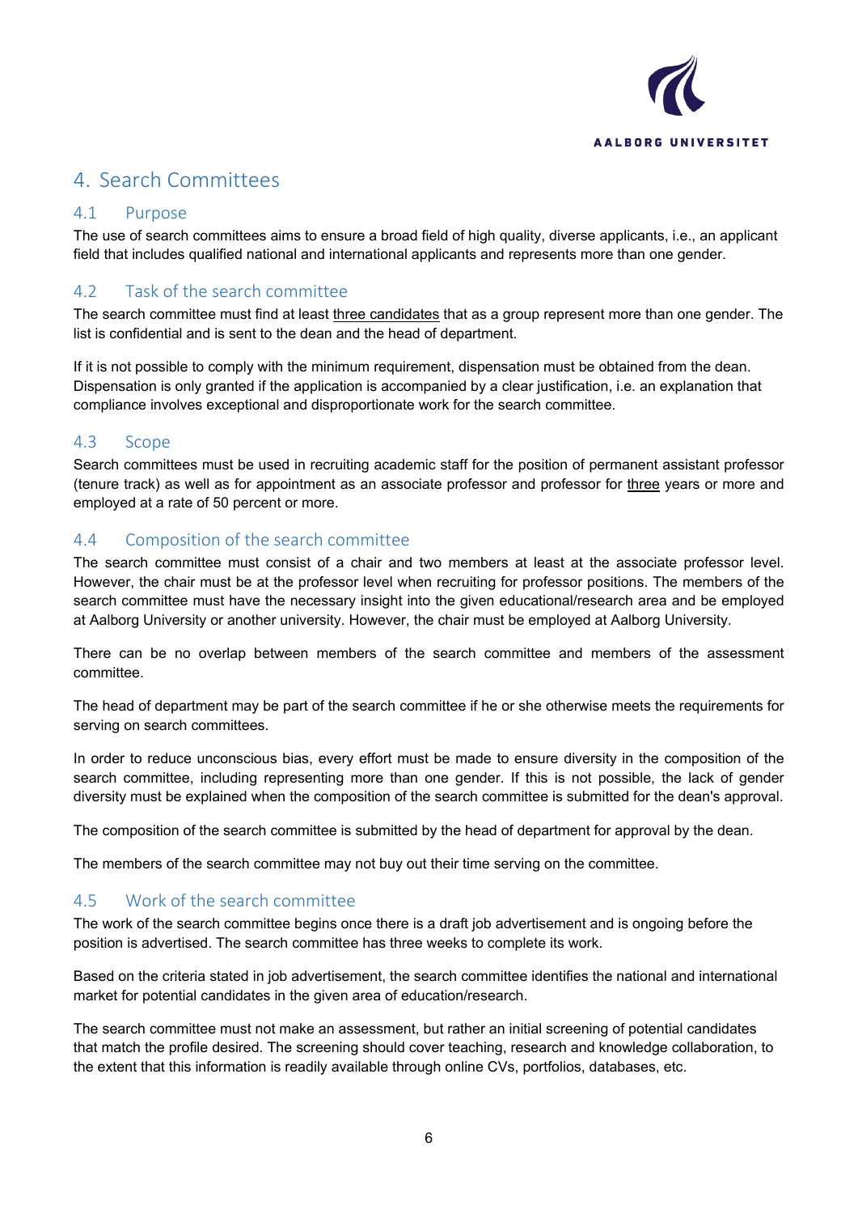# 4. Search Committees

## 4.1 Purpose

The use of search committees aims to ensure a broad field of high quality, diverse applicants, i.e., an applicant field that includes qualified national and international applicants and represents more than one gender.

## 4.2 Task of the search committee

The search committee must find at least <u>three candidates</u> that as a group represent more than one gender. The list is confidential and is sent to the dean and the head of department.

If it is not possible to comply with the minimum requirement, dispensation must be obtained from the dean. Dispensation is only granted if the application is accompanied by a clear justification, i.e. an explanation that compliance involves exceptional and disproportionate work for the search committee.

## 4.3 Scope

Search committees must be used in recruiting academic staff for the position of permanent assistant professor (tenure track) as well as for appointment as an associate professor and professor for <u>three</u> years or more and employed at a rate of 50 percent or more.

## 4.4 Composition of the search committee

The search committee must consist of a chair and two members at least at the associate professor level. However, the chair must be at the professor level when recruiting for professor positions. The members of the search committee must have the necessary insight into the given educational/research area and be employed at Aalborg University or another university. However, the chair must be employed at Aalborg University.

There can be no overlap between members of the search committee and members of the assessment committee.

The head of department may be part of the search committee if he or she otherwise meets the requirements for serving on search committees.

In order to reduce unconscious bias, every effort must be made to ensure diversity in the composition of the search committee, including representing more than one gender. If this is not possible, the lack of gender diversity must be explained when the composition of the search committee is submitted for the dean's approval.

The composition of the search committee is submitted by the head of department for approval by the dean.

The members of the search committee may not buy out their time serving on the committee.

## 4.5 Work of the search committee

The work of the search committee begins once there is a draft job advertisement and is ongoing before the position is advertised. The search committee has three weeks to complete its work.

Based on the criteria stated in job advertisement, the search committee identifies the national and international market for potential candidates in the given area of education/research.

The search committee must not make an assessment, but rather an initial screening of potential candidates that match the profile desired. The screening should cover teaching, research and knowledge collaboration, to the extent that this information is readily available through online CVs, portfolios, databases, etc.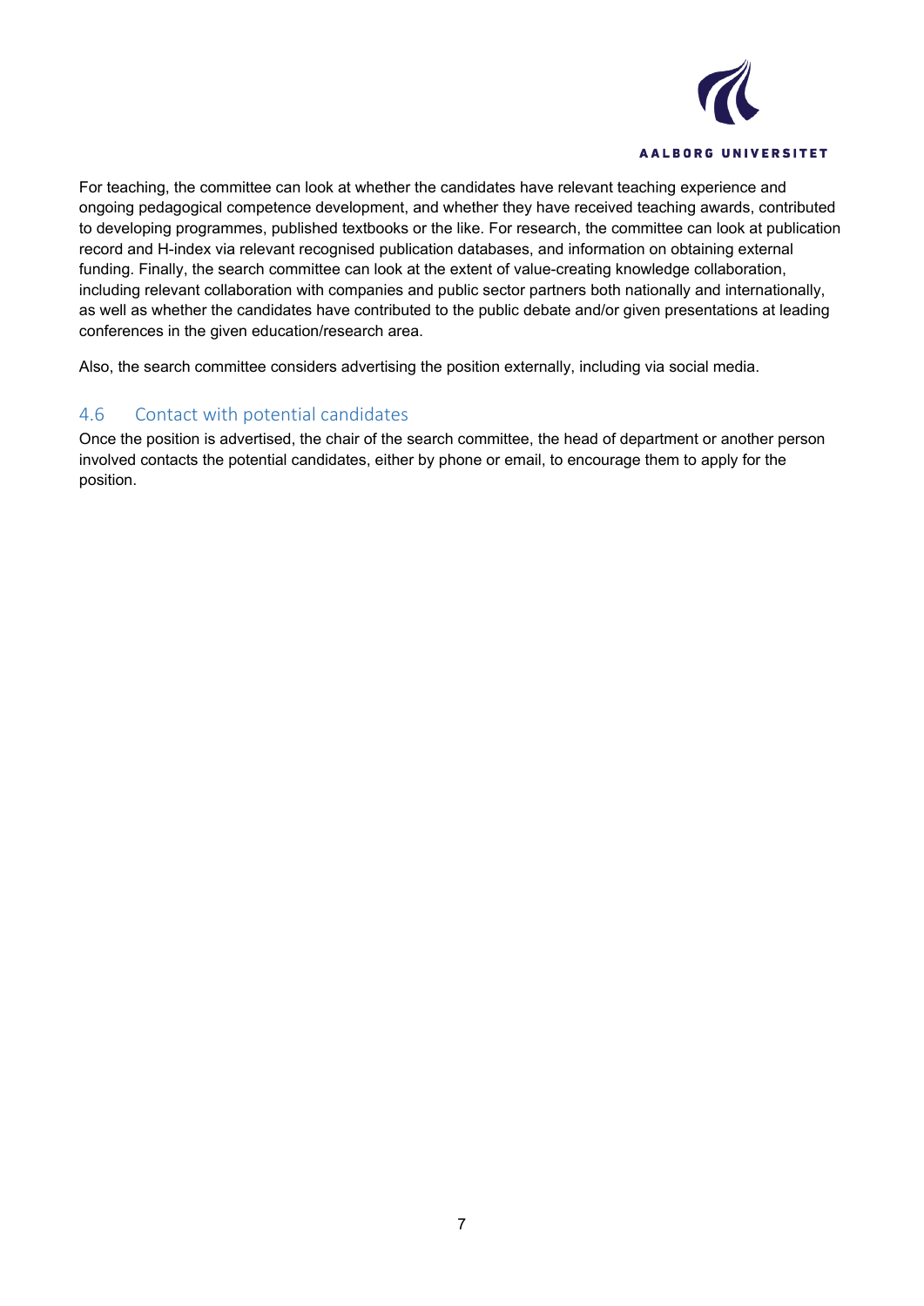For teaching, the committee can look at whether the candidates have relevant teaching experience and ongoing pedagogical competence development, and whether they have received teaching awards, contributed to developing programmes, published textbooks or the like. For research, the committee can look at publication record and H-index via relevant recognised publication databases, and information on obtaining external funding. Finally, the search committee can look at the extent of value-creating knowledge collaboration, including relevant collaboration with companies and public sector partners both nationally and internationally, as well as whether the candidates have contributed to the public debate and/or given presentations at leading conferences in the given education/research area.

Also, the search committee considers advertising the position externally, including via social media.

## 4.6 Contact with potential candidates

Once the position is advertised, the chair of the search committee, the head of department or another person involved contacts the potential candidates, either by phone or email, to encourage them to apply for the position.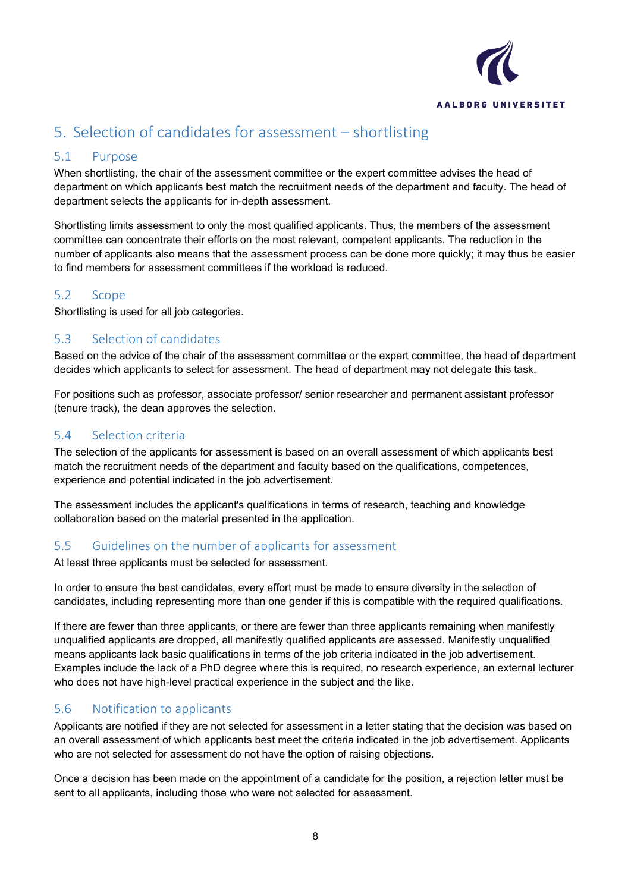# 5. Selection of candidates for assessment – shortlisting

## 5.1 Purpose

When shortlisting, the chair of the assessment committee or the expert committee advises the head of department on which applicants best match the recruitment needs of the department and faculty. The head of department selects the applicants for in-depth assessment.

Shortlisting limits assessment to only the most qualified applicants. Thus, the members of the assessment committee can concentrate their efforts on the most relevant, competent applicants. The reduction in the number of applicants also means that the assessment process can be done more quickly; it may thus be easier to find members for assessment committees if the workload is reduced.

## 5.2 Scope

Shortlisting is used for all job categories.

## 5.3 Selection of candidates

Based on the advice of the chair of the assessment committee or the expert committee, the head of department decides which applicants to select for assessment. The head of department may not delegate this task.

For positions such as professor, associate professor/ senior researcher and permanent assistant professor (tenure track), the dean approves the selection.

## 5.4 Selection criteria

The selection of the applicants for assessment is based on an overall assessment of which applicants best match the recruitment needs of the department and faculty based on the qualifications, competences, experience and potential indicated in the job advertisement.

The assessment includes the applicant's qualifications in terms of research, teaching and knowledge collaboration based on the material presented in the application.

## 5.5 Guidelines on the number of applicants for assessment

At least three applicants must be selected for assessment.

In order to ensure the best candidates, every effort must be made to ensure diversity in the selection of candidates, including representing more than one gender if this is compatible with the required qualifications.

If there are fewer than three applicants, or there are fewer than three applicants remaining when manifestly unqualified applicants are dropped, all manifestly qualified applicants are assessed. Manifestly unqualified means applicants lack basic qualifications in terms of the job criteria indicated in the job advertisement. Examples include the lack of a PhD degree where this is required, no research experience, an external lecturer who does not have high-level practical experience in the subject and the like.

## 5.6 Notification to applicants

Applicants are notified if they are not selected for assessment in a letter stating that the decision was based on an overall assessment of which applicants best meet the criteria indicated in the job advertisement. Applicants who are not selected for assessment do not have the option of raising objections.

Once a decision has been made on the appointment of a candidate for the position, a rejection letter must be sent to all applicants, including those who were not selected for assessment.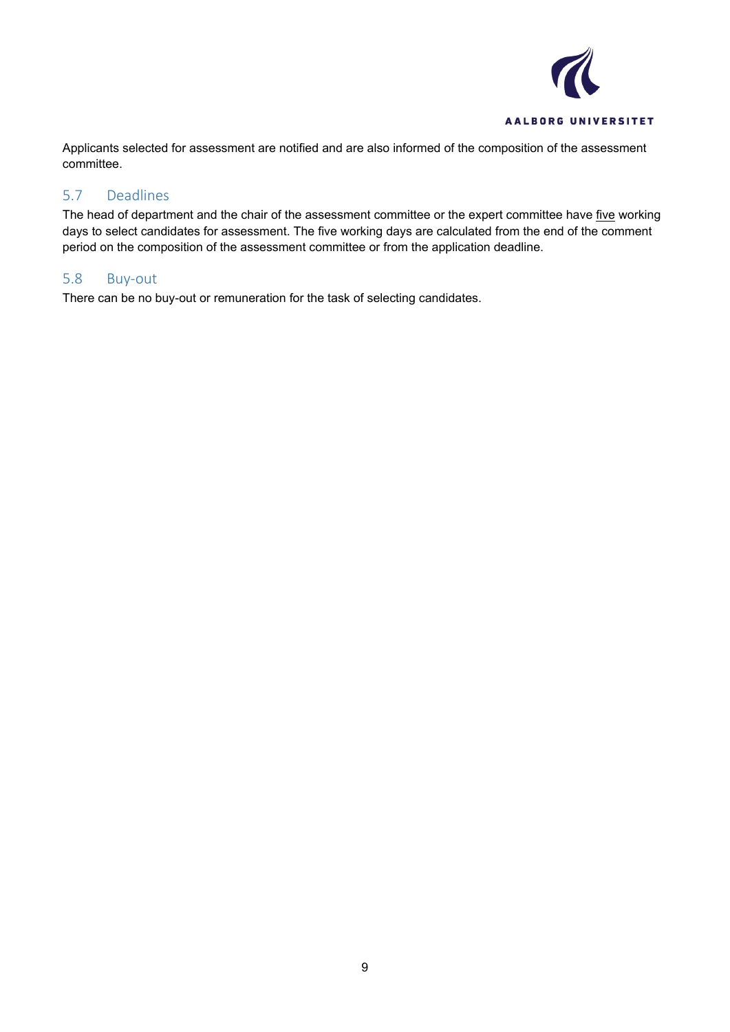Applicants selected for assessment are notified and are also informed of the composition of the assessment committee.

## 5.7 Deadlines

The head of department and the chair of the assessment committee or the expert committee have five working days to select candidates for assessment. The five working days are calculated from the end of the comment period on the composition of the assessment committee or from the application deadline.

## 5.8 Buy-out

There can be no buy-out or remuneration for the task of selecting candidates.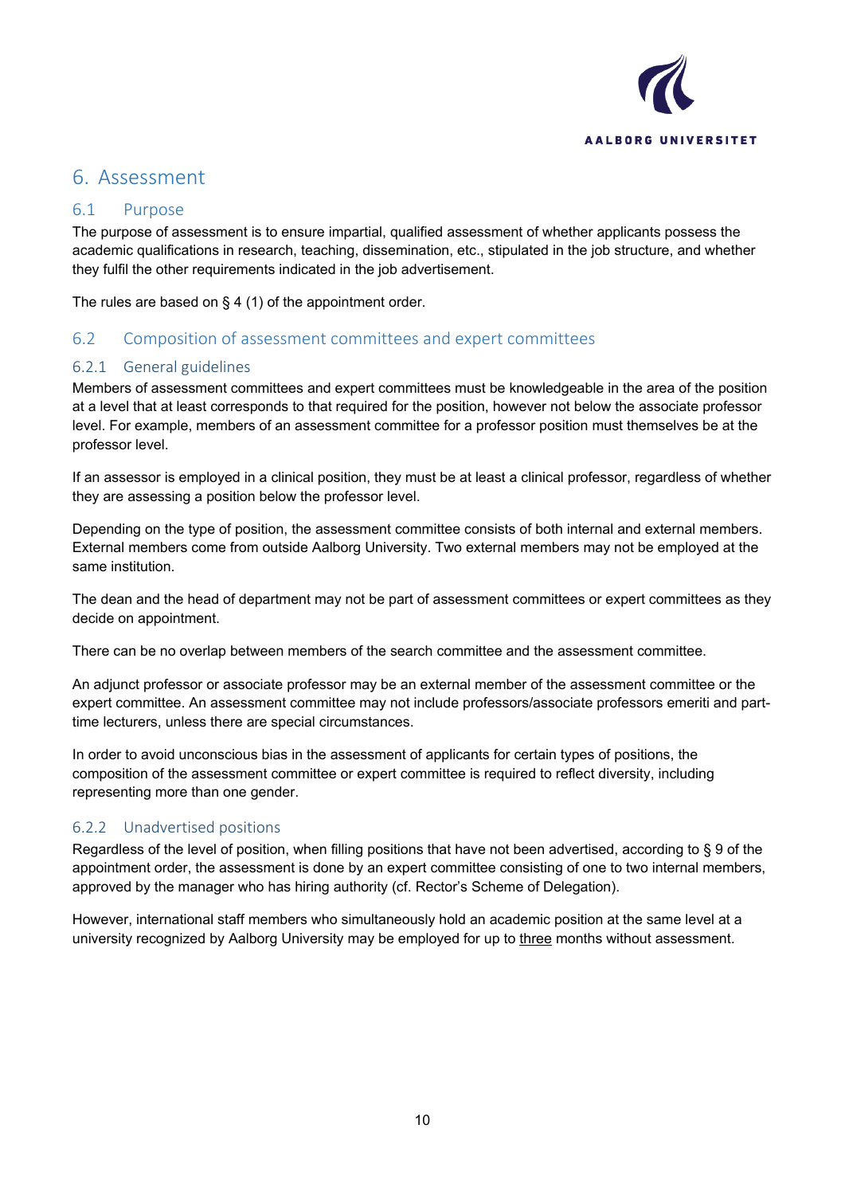# 6. Assessment

## 6.1 Purpose

The purpose of assessment is to ensure impartial, qualified assessment of whether applicants possess the academic qualifications in research, teaching, dissemination, etc., stipulated in the job structure, and whether they fulfil the other requirements indicated in the job advertisement.

The rules are based on § 4 (1) of the appointment order.

## 6.2 Composition of assessment committees and expert committees

### 6.2.1 General guidelines

Members of assessment committees and expert committees must be knowledgeable in the area of the position at a level that at least corresponds to that required for the position, however not below the associate professor level. For example, members of an assessment committee for a professor position must themselves be at the professor level.

If an assessor is employed in a clinical position, they must be at least a clinical professor, regardless of whether they are assessing a position below the professor level.

Depending on the type of position, the assessment committee consists of both internal and external members. External members come from outside Aalborg University. Two external members may not be employed at the same institution.

The dean and the head of department may not be part of assessment committees or expert committees as they decide on appointment.

There can be no overlap between members of the search committee and the assessment committee.

An adjunct professor or associate professor may be an external member of the assessment committee or the expert committee. An assessment committee may not include professors/associate professors emeriti and part-time lecturers, unless there are special circumstances.

In order to avoid unconscious bias in the assessment of applicants for certain types of positions, the composition of the assessment committee or expert committee is required to reflect diversity, including representing more than one gender.

### 6.2.2 Unadvertised positions

Regardless of the level of position, when filling positions that have not been advertised, according to § 9 of the appointment order, the assessment is done by an expert committee consisting of one to two internal members, approved by the manager who has hiring authority (cf. Rector's Scheme of Delegation).

However, international staff members who simultaneously hold an academic position at the same level at a university recognized by Aalborg University may be employed for up to <u>three</u> months without assessment.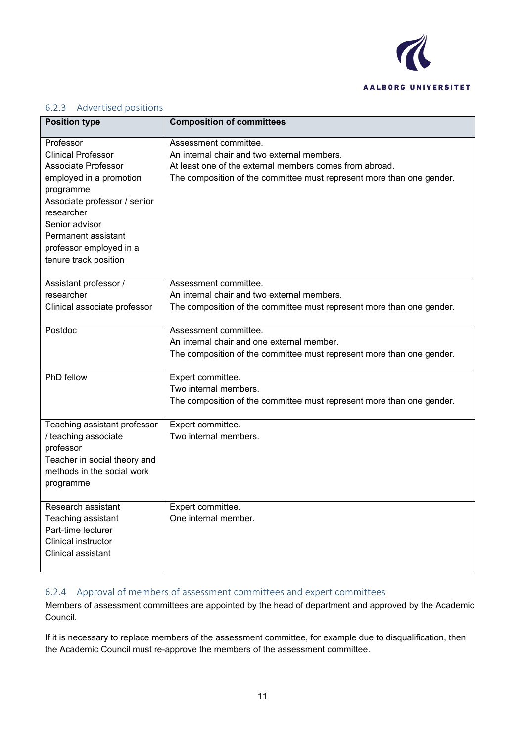### 6.2.3 Advertised positions

| Position type | Composition of committees |
|---|---|
| Professor<br>Clinical Professor<br>Associate Professor employed in a promotion programme<br>Associate professor / senior researcher<br>Senior advisor<br>Permanent assistant professor employed in a tenure track position | Assessment committee.<br>An internal chair and two external members.<br>At least one of the external members comes from abroad.<br>The composition of the committee must represent more than one gender. |
| Assistant professor / researcher<br>Clinical associate professor | Assessment committee.<br>An internal chair and two external members.<br>The composition of the committee must represent more than one gender. |
| Postdoc | Assessment committee.<br>An internal chair and one external member.<br>The composition of the committee must represent more than one gender. |
| PhD fellow | Expert committee.<br>Two internal members.<br>The composition of the committee must represent more than one gender. |
| Teaching assistant professor / teaching associate professor<br>Teacher in social theory and methods in the social work programme | Expert committee.<br>Two internal members. |
| Research assistant<br>Teaching assistant<br>Part-time lecturer<br>Clinical instructor<br>Clinical assistant | Expert committee.<br>One internal member. |

### 6.2.4 Approval of members of assessment committees and expert committees

Members of assessment committees are appointed by the head of department and approved by the Academic Council.

If it is necessary to replace members of the assessment committee, for example due to disqualification, then the Academic Council must re-approve the members of the assessment committee.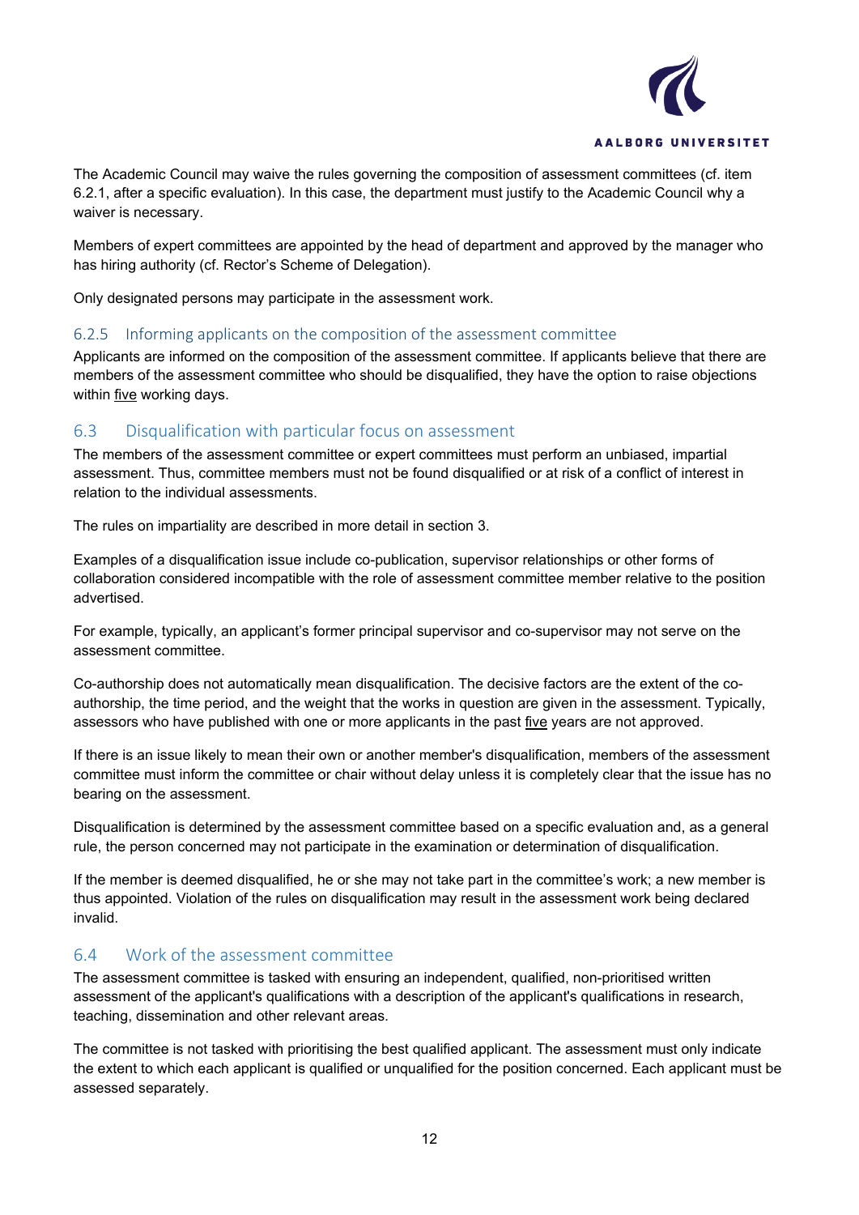The Academic Council may waive the rules governing the composition of assessment committees (cf. item 6.2.1, after a specific evaluation). In this case, the department must justify to the Academic Council why a waiver is necessary.

Members of expert committees are appointed by the head of department and approved by the manager who has hiring authority (cf. Rector's Scheme of Delegation).

Only designated persons may participate in the assessment work.

### 6.2.5 Informing applicants on the composition of the assessment committee

Applicants are informed on the composition of the assessment committee. If applicants believe that there are members of the assessment committee who should be disqualified, they have the option to raise objections within <u>five</u> working days.

## 6.3 Disqualification with particular focus on assessment

The members of the assessment committee or expert committees must perform an unbiased, impartial assessment. Thus, committee members must not be found disqualified or at risk of a conflict of interest in relation to the individual assessments.

The rules on impartiality are described in more detail in section 3.

Examples of a disqualification issue include co-publication, supervisor relationships or other forms of collaboration considered incompatible with the role of assessment committee member relative to the position advertised.

For example, typically, an applicant's former principal supervisor and co-supervisor may not serve on the assessment committee.

Co-authorship does not automatically mean disqualification. The decisive factors are the extent of the co-authorship, the time period, and the weight that the works in question are given in the assessment. Typically, assessors who have published with one or more applicants in the past <u>five</u> years are not approved.

If there is an issue likely to mean their own or another member's disqualification, members of the assessment committee must inform the committee or chair without delay unless it is completely clear that the issue has no bearing on the assessment.

Disqualification is determined by the assessment committee based on a specific evaluation and, as a general rule, the person concerned may not participate in the examination or determination of disqualification.

If the member is deemed disqualified, he or she may not take part in the committee's work; a new member is thus appointed. Violation of the rules on disqualification may result in the assessment work being declared invalid.

## 6.4 Work of the assessment committee

The assessment committee is tasked with ensuring an independent, qualified, non-prioritised written assessment of the applicant's qualifications with a description of the applicant's qualifications in research, teaching, dissemination and other relevant areas.

The committee is not tasked with prioritising the best qualified applicant. The assessment must only indicate the extent to which each applicant is qualified or unqualified for the position concerned. Each applicant must be assessed separately.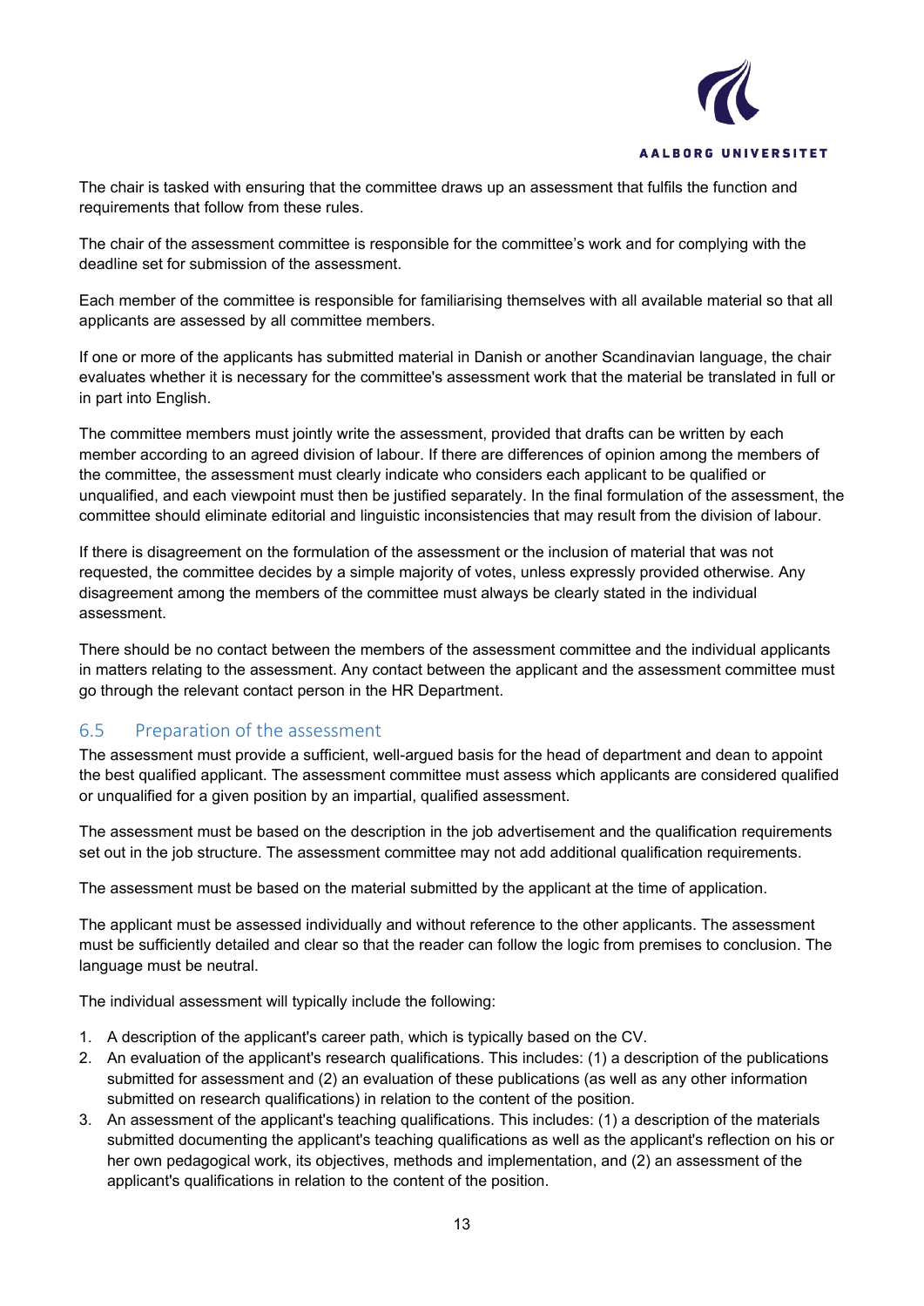The chair is tasked with ensuring that the committee draws up an assessment that fulfils the function and requirements that follow from these rules.

The chair of the assessment committee is responsible for the committee's work and for complying with the deadline set for submission of the assessment.

Each member of the committee is responsible for familiarising themselves with all available material so that all applicants are assessed by all committee members.

If one or more of the applicants has submitted material in Danish or another Scandinavian language, the chair evaluates whether it is necessary for the committee's assessment work that the material be translated in full or in part into English.

The committee members must jointly write the assessment, provided that drafts can be written by each member according to an agreed division of labour. If there are differences of opinion among the members of the committee, the assessment must clearly indicate who considers each applicant to be qualified or unqualified, and each viewpoint must then be justified separately. In the final formulation of the assessment, the committee should eliminate editorial and linguistic inconsistencies that may result from the division of labour.

If there is disagreement on the formulation of the assessment or the inclusion of material that was not requested, the committee decides by a simple majority of votes, unless expressly provided otherwise. Any disagreement among the members of the committee must always be clearly stated in the individual assessment.

There should be no contact between the members of the assessment committee and the individual applicants in matters relating to the assessment. Any contact between the applicant and the assessment committee must go through the relevant contact person in the HR Department.

## 6.5 Preparation of the assessment

The assessment must provide a sufficient, well-argued basis for the head of department and dean to appoint the best qualified applicant. The assessment committee must assess which applicants are considered qualified or unqualified for a given position by an impartial, qualified assessment.

The assessment must be based on the description in the job advertisement and the qualification requirements set out in the job structure. The assessment committee may not add additional qualification requirements.

The assessment must be based on the material submitted by the applicant at the time of application.

The applicant must be assessed individually and without reference to the other applicants. The assessment must be sufficiently detailed and clear so that the reader can follow the logic from premises to conclusion. The language must be neutral.

The individual assessment will typically include the following:

1. A description of the applicant's career path, which is typically based on the CV.
2. An evaluation of the applicant's research qualifications. This includes: (1) a description of the publications submitted for assessment and (2) an evaluation of these publications (as well as any other information submitted on research qualifications) in relation to the content of the position.
3. An assessment of the applicant's teaching qualifications. This includes: (1) a description of the materials submitted documenting the applicant's teaching qualifications as well as the applicant's reflection on his or her own pedagogical work, its objectives, methods and implementation, and (2) an assessment of the applicant's qualifications in relation to the content of the position.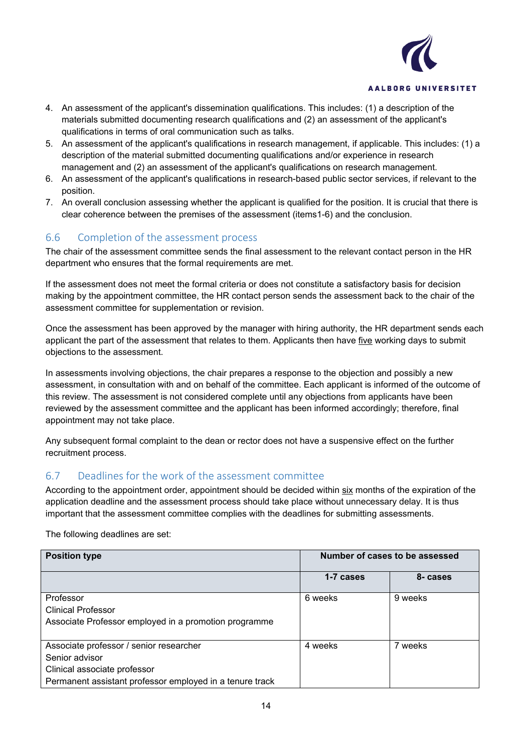4. An assessment of the applicant's dissemination qualifications. This includes: (1) a description of the materials submitted documenting research qualifications and (2) an assessment of the applicant's qualifications in terms of oral communication such as talks.
5. An assessment of the applicant's qualifications in research management, if applicable. This includes: (1) a description of the material submitted documenting qualifications and/or experience in research management and (2) an assessment of the applicant's qualifications on research management.
6. An assessment of the applicant's qualifications in research-based public sector services, if relevant to the position.
7. An overall conclusion assessing whether the applicant is qualified for the position. It is crucial that there is clear coherence between the premises of the assessment (items1-6) and the conclusion.

## 6.6 Completion of the assessment process

The chair of the assessment committee sends the final assessment to the relevant contact person in the HR department who ensures that the formal requirements are met.

If the assessment does not meet the formal criteria or does not constitute a satisfactory basis for decision making by the appointment committee, the HR contact person sends the assessment back to the chair of the assessment committee for supplementation or revision.

Once the assessment has been approved by the manager with hiring authority, the HR department sends each applicant the part of the assessment that relates to them. Applicants then have five working days to submit objections to the assessment.

In assessments involving objections, the chair prepares a response to the objection and possibly a new assessment, in consultation with and on behalf of the committee. Each applicant is informed of the outcome of this review. The assessment is not considered complete until any objections from applicants have been reviewed by the assessment committee and the applicant has been informed accordingly; therefore, final appointment may not take place.

Any subsequent formal complaint to the dean or rector does not have a suspensive effect on the further recruitment process.

## 6.7 Deadlines for the work of the assessment committee

According to the appointment order, appointment should be decided within six months of the expiration of the application deadline and the assessment process should take place without unnecessary delay. It is thus important that the assessment committee complies with the deadlines for submitting assessments.

The following deadlines are set:

| **Position type** | **Number of cases to be assessed** | |
|---|---|---|
| | **1-7 cases** | **8- cases** |
| Professor<br>Clinical Professor<br>Associate Professor employed in a promotion programme | 6 weeks | 9 weeks |
| Associate professor / senior researcher<br>Senior advisor<br>Clinical associate professor<br>Permanent assistant professor employed in a tenure track | 4 weeks | 7 weeks |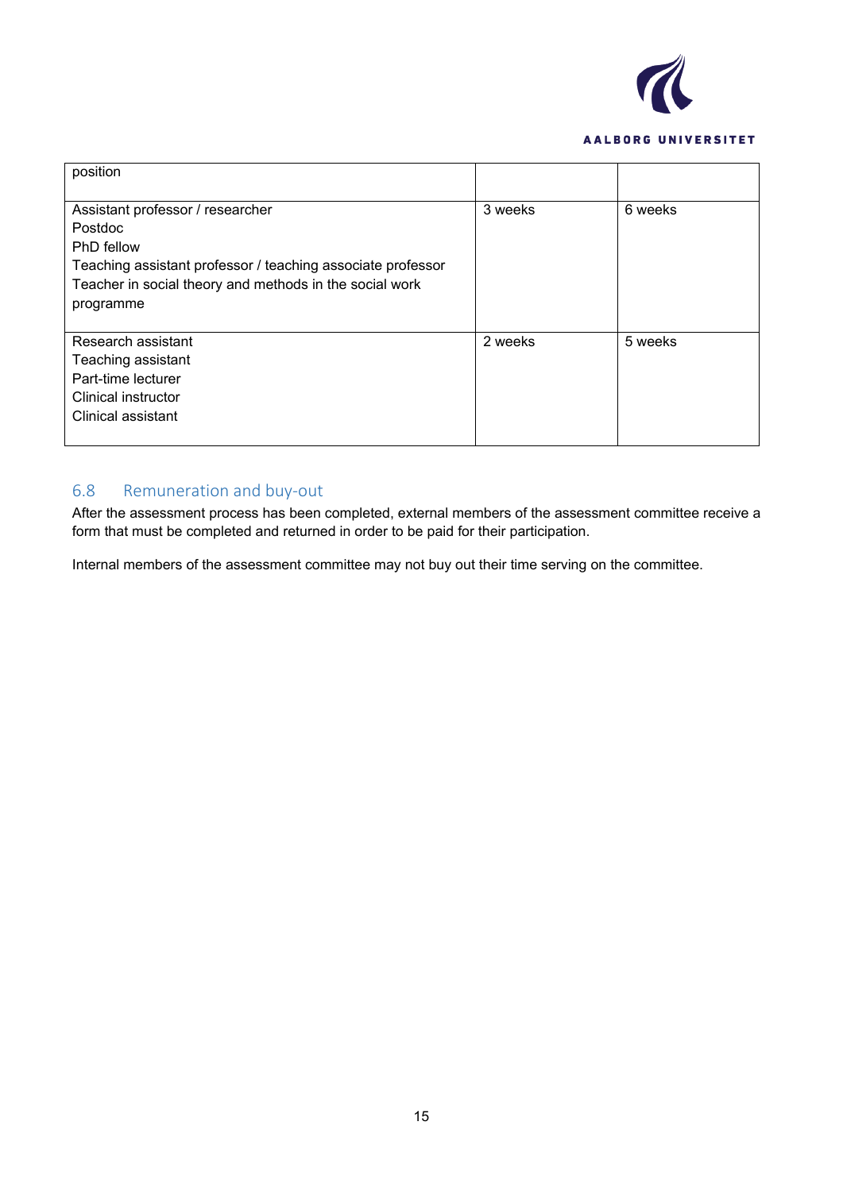| | | |
|---|---|---|
| position | | |
| Assistant professor / researcher<br>Postdoc<br>PhD fellow<br>Teaching assistant professor / teaching associate professor<br>Teacher in social theory and methods in the social work programme | 3 weeks | 6 weeks |
| Research assistant<br>Teaching assistant<br>Part-time lecturer<br>Clinical instructor<br>Clinical assistant | 2 weeks | 5 weeks |

## 6.8 Remuneration and buy-out

After the assessment process has been completed, external members of the assessment committee receive a form that must be completed and returned in order to be paid for their participation.

Internal members of the assessment committee may not buy out their time serving on the committee.